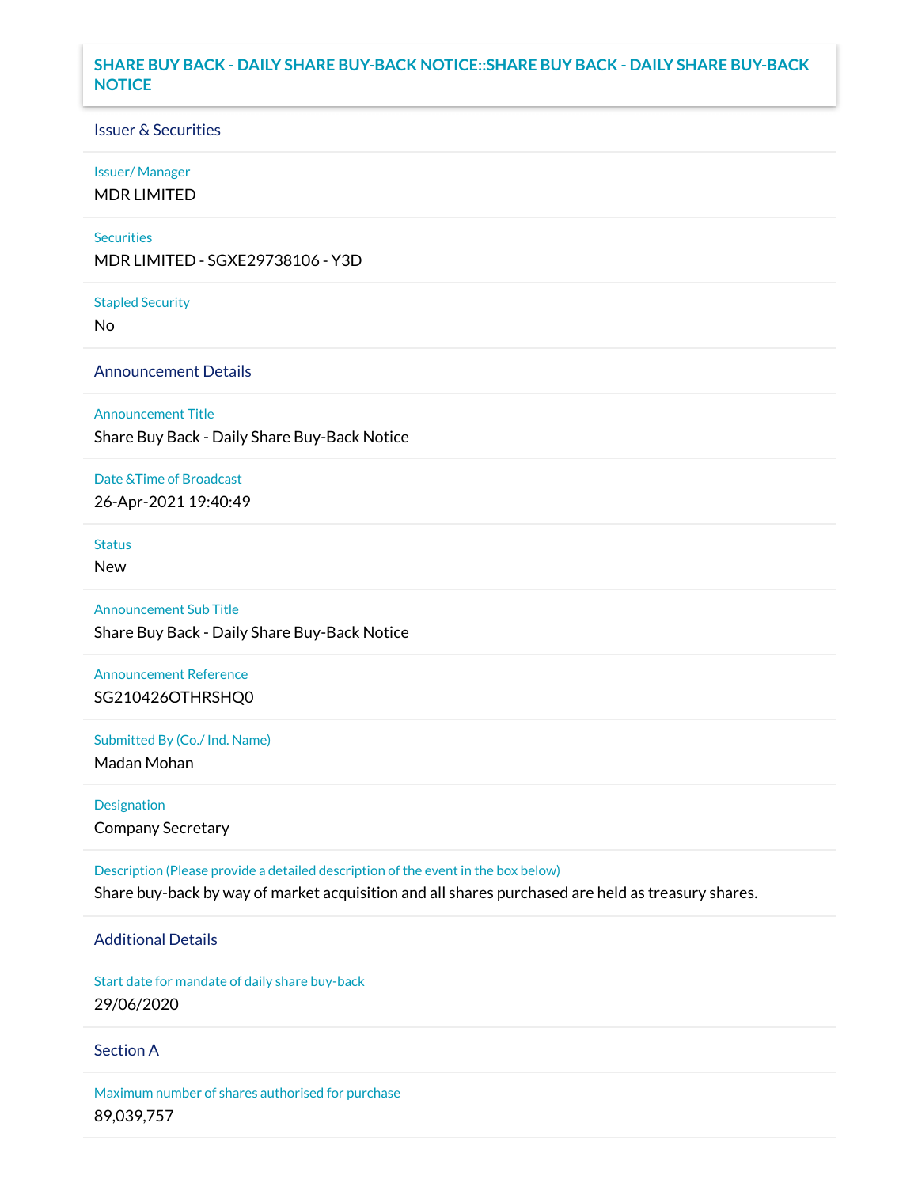# SHARE BUY BACK - DAILY SHARE BUY-BACK NOTICE::SHARE BUY BACK - DAILY SHARE BUY-BACK NOTICE

## Issuer & Securities

**Issuer/ Manager**

MDR LIMITED

**Securities**

MDR LIMITED - SGXE29738106 - Y3D

**Stapled Security**

No

## Announcement Details

**Announcement Title**

Share Buy Back - Daily Share Buy-Back Notice

**Date &Time of Broadcast**

26-Apr-2021 19:40:49

**Status**

New

**Announcement Sub Title**

Share Buy Back - Daily Share Buy-Back Notice

**Announcement Reference**

SG210426OTHRSHQ0

**Submitted By (Co./ Ind. Name)**

Madan Mohan

**Designation**

Company Secretary

**Description (Please provide a detailed description of the event in the box below)**

Share buy-back by way of market acquisition and all shares purchased are held as treasury shares.

## Additional Details

**Start date for mandate of daily share buy-back**

29/06/2020

## Section A

**Maximum number of shares authorised for purchase**

89,039,757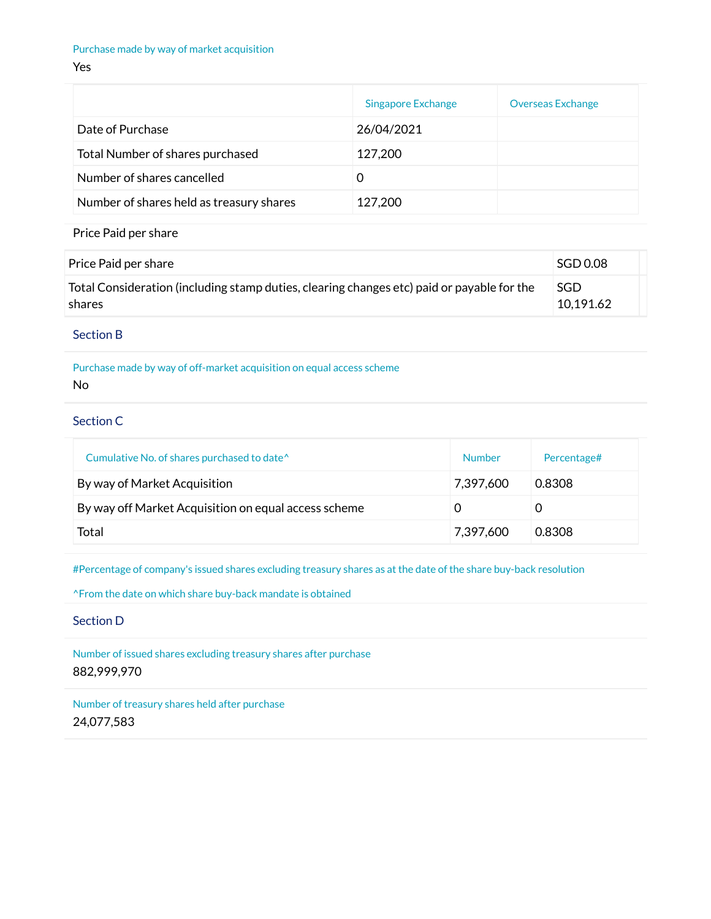Purchase made by way of market acquisition

Yes

| | Singapore Exchange | Overseas Exchange |
|---|---|---|
| Date of Purchase | 26/04/2021 | |
| Total Number of shares purchased | 127,200 | |
| Number of shares cancelled | 0 | |
| Number of shares held as treasury shares | 127,200 | |

Price Paid per share

| | |
|---|---|
| Price Paid per share | SGD 0.08 |
| Total Consideration (including stamp duties, clearing changes etc) paid or payable for the shares | SGD 10,191.62 |

## Section B

Purchase made by way of off-market acquisition on equal access scheme

No

## Section C

| Cumulative No. of shares purchased to date^ | Number | Percentage# |
|---|---|---|
| By way of Market Acquisition | 7,397,600 | 0.8308 |
| By way off Market Acquisition on equal access scheme | 0 | 0 |
| Total | 7,397,600 | 0.8308 |

#Percentage of company's issued shares excluding treasury shares as at the date of the share buy-back resolution

^From the date on which share buy-back mandate is obtained

## Section D

Number of issued shares excluding treasury shares after purchase

882,999,970

Number of treasury shares held after purchase

24,077,583